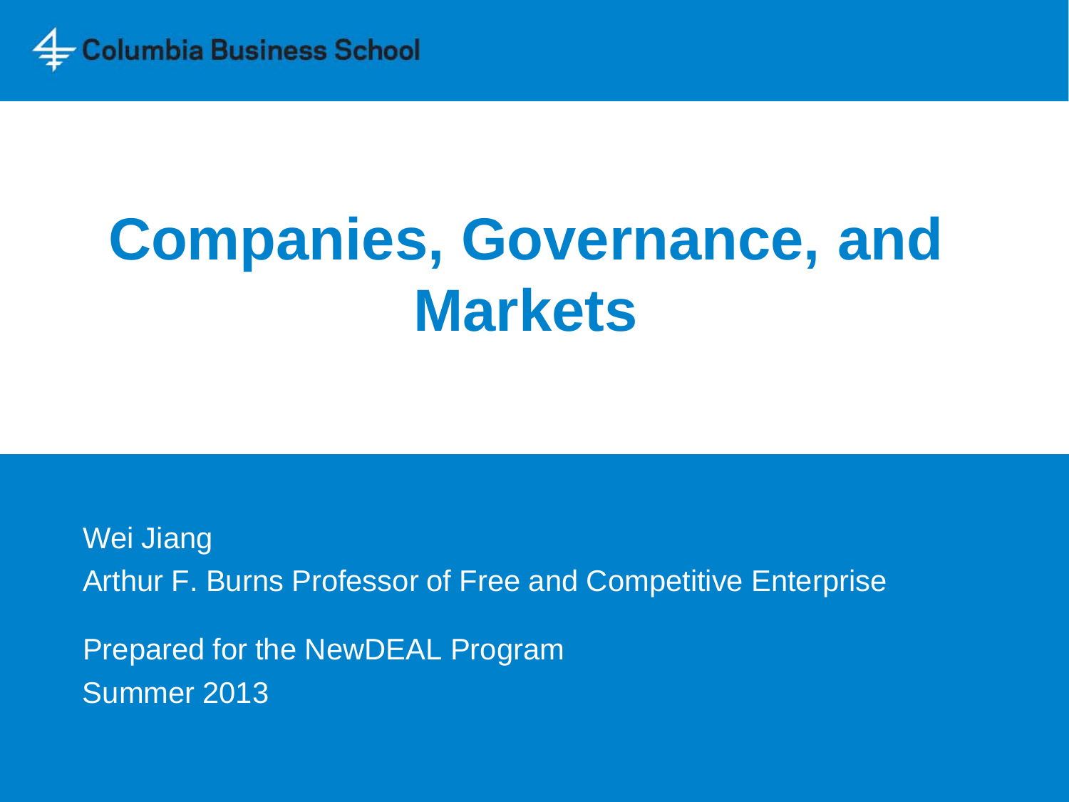Columbia Business School

# Companies, Governance, and Markets

Wei Jiang
Arthur F. Burns Professor of Free and Competitive Enterprise

Prepared for the NewDEAL Program
Summer 2013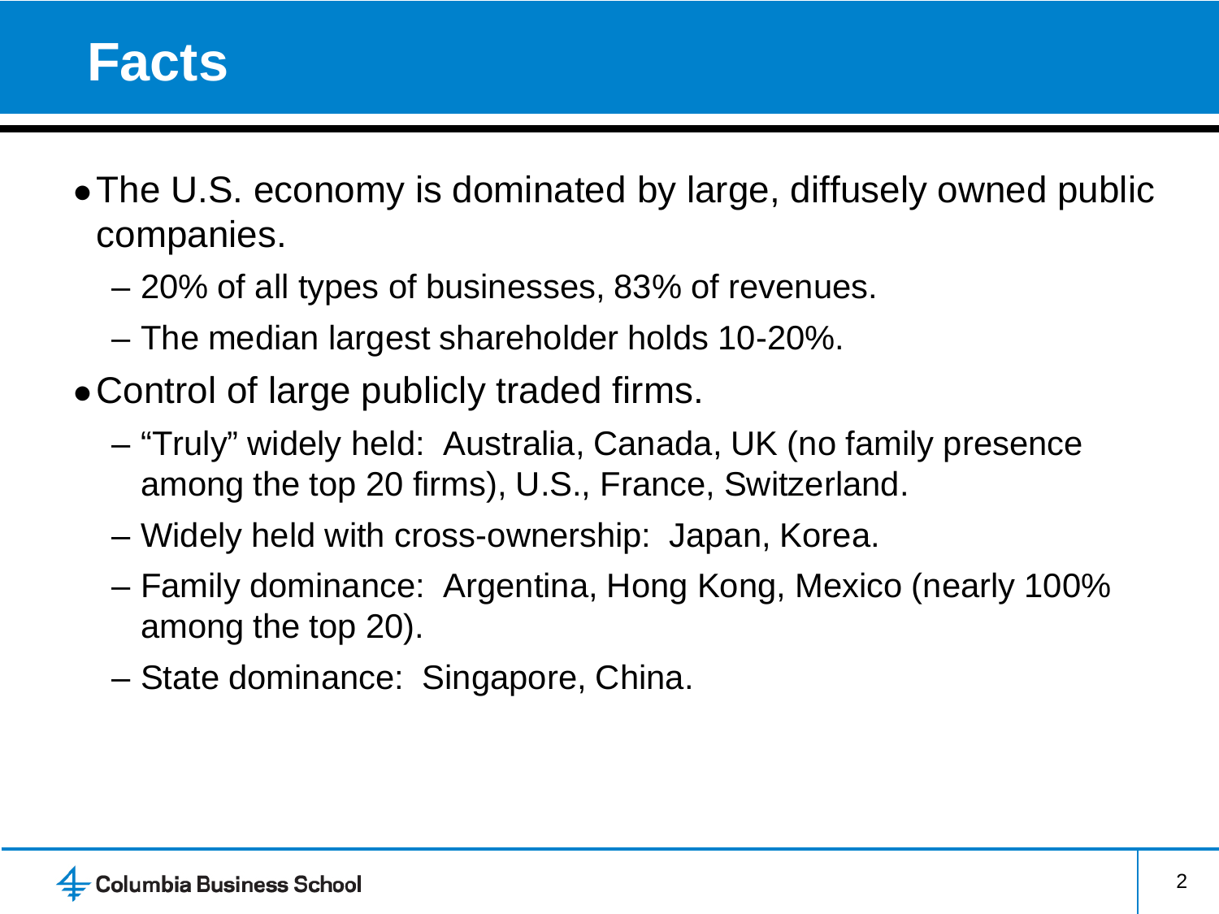# Facts

- The U.S. economy is dominated by large, diffusely owned public companies.
  - 20% of all types of businesses, 83% of revenues.
  - The median largest shareholder holds 10-20%.
- Control of large publicly traded firms.
  - "Truly" widely held: Australia, Canada, UK (no family presence among the top 20 firms), U.S., France, Switzerland.
  - Widely held with cross-ownership: Japan, Korea.
  - Family dominance: Argentina, Hong Kong, Mexico (nearly 100% among the top 20).
  - State dominance: Singapore, China.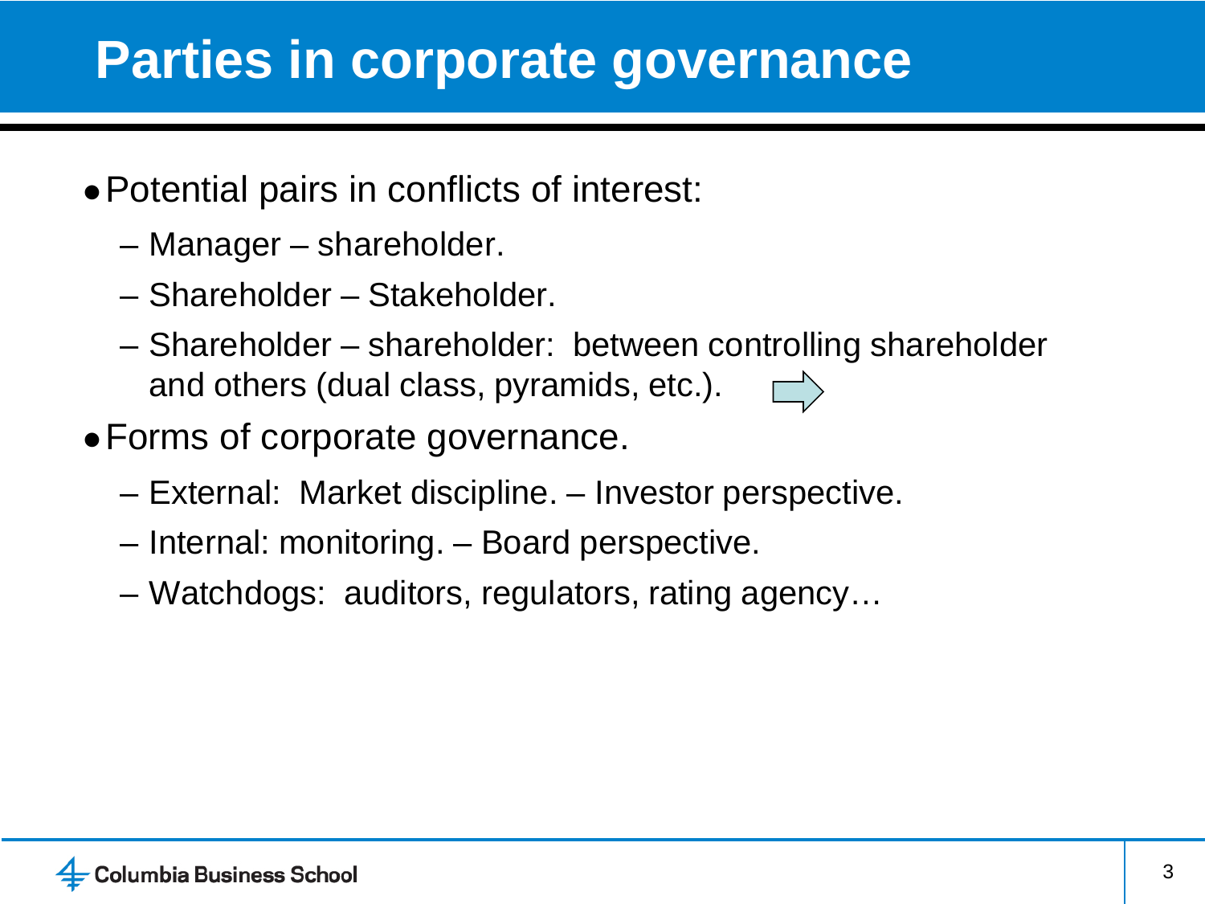# Parties in corporate governance

- Potential pairs in conflicts of interest:
  - Manager – shareholder.
  - Shareholder – Stakeholder.
  - Shareholder – shareholder: between controlling shareholder and others (dual class, pyramids, etc.).
- Forms of corporate governance.
  - External: Market discipline. – Investor perspective.
  - Internal: monitoring. – Board perspective.
  - Watchdogs: auditors, regulators, rating agency…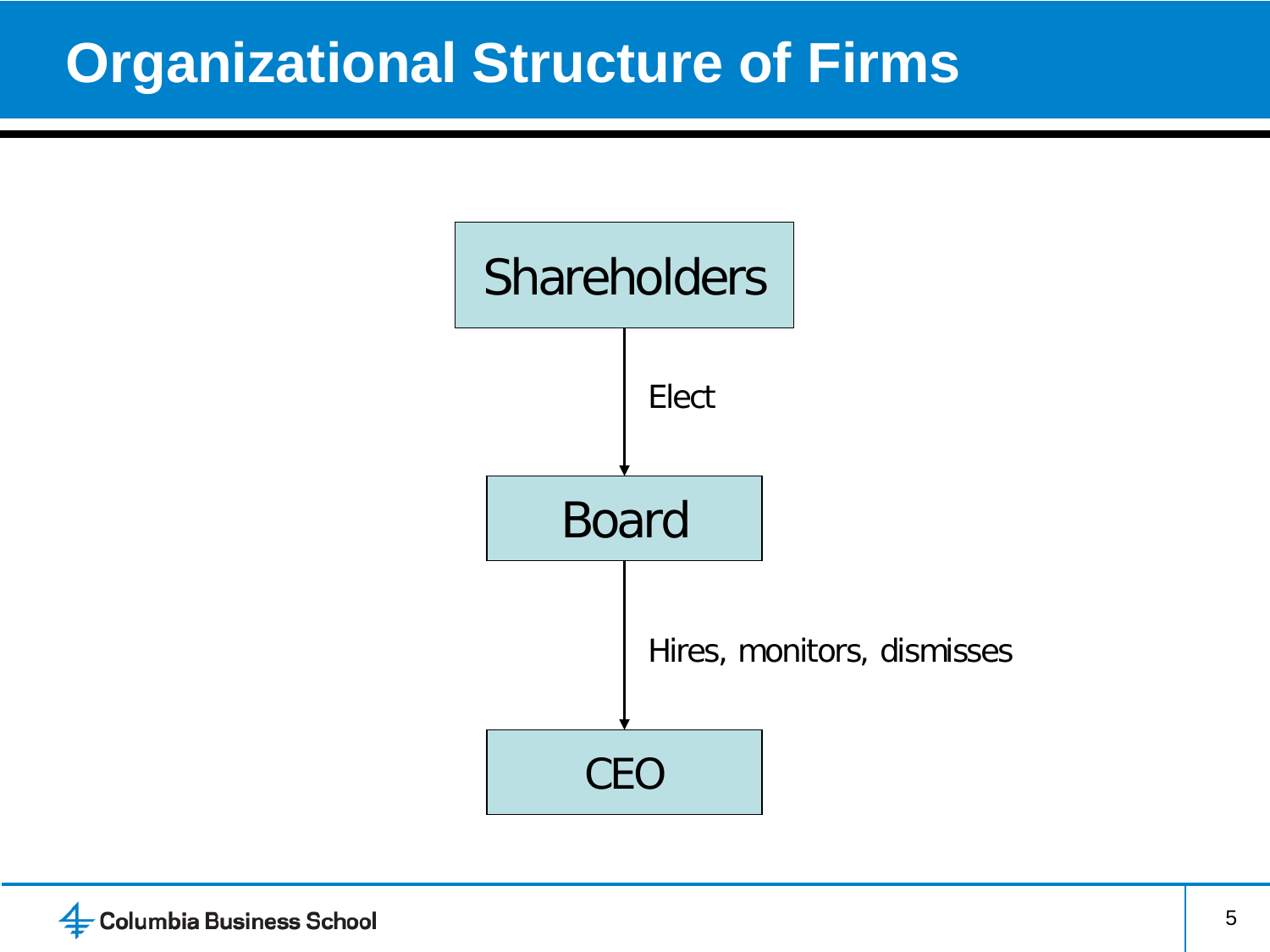# Organizational Structure of Firms

Shareholders

↓ Elect

Board

↓ Hires, monitors, dismisses

CEO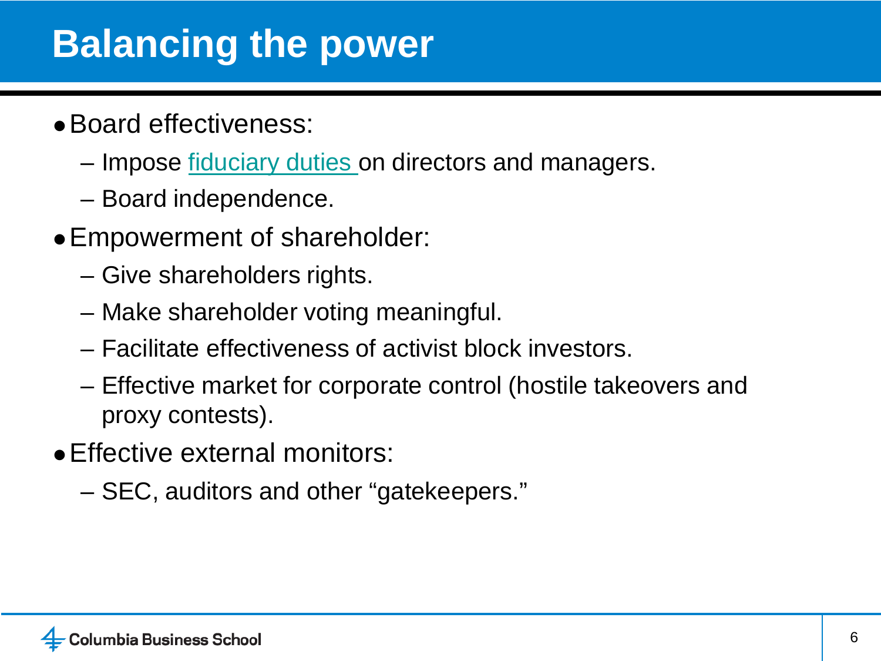# Balancing the power

- Board effectiveness:
  - Impose fiduciary duties on directors and managers.
  - Board independence.
- Empowerment of shareholder:
  - Give shareholders rights.
  - Make shareholder voting meaningful.
  - Facilitate effectiveness of activist block investors.
  - Effective market for corporate control (hostile takeovers and proxy contests).
- Effective external monitors:
  - SEC, auditors and other "gatekeepers."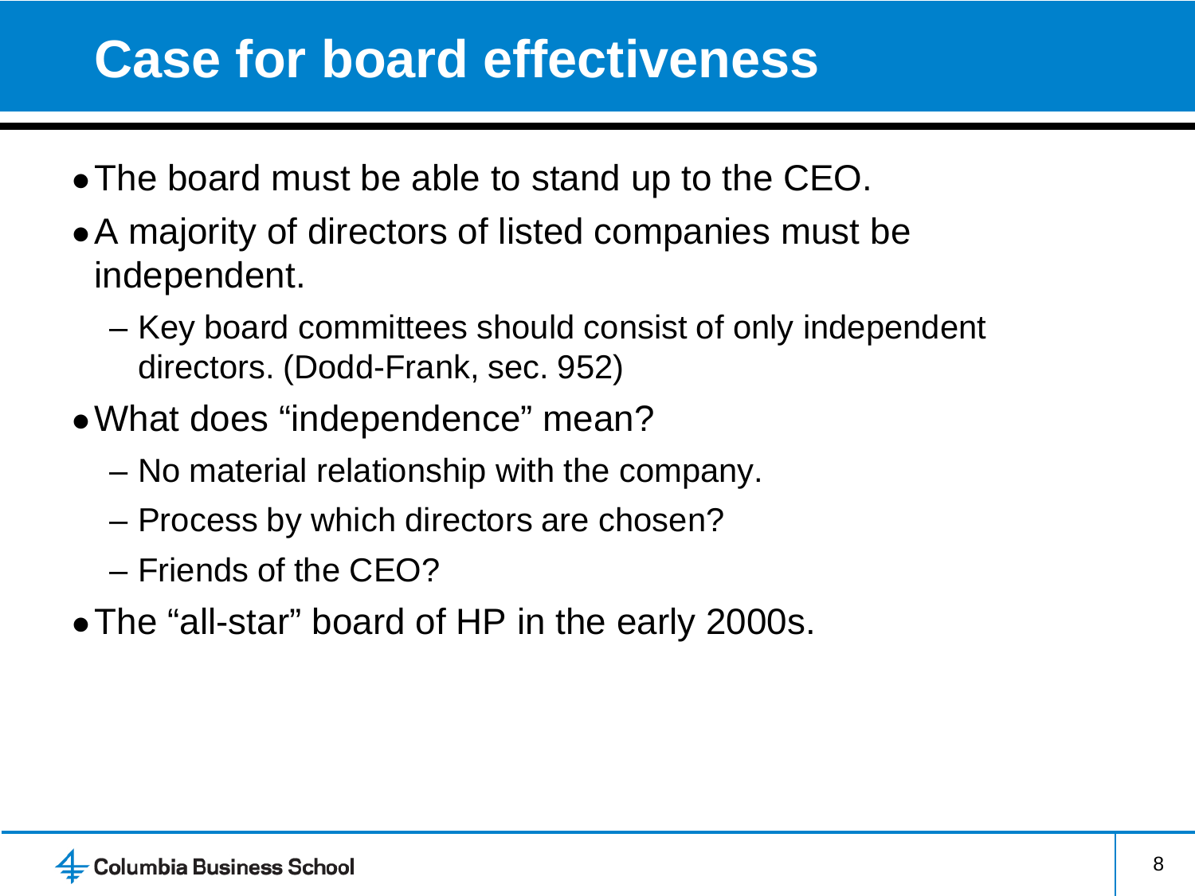# Case for board effectiveness

- The board must be able to stand up to the CEO.
- A majority of directors of listed companies must be independent.
  - Key board committees should consist of only independent directors. (Dodd-Frank, sec. 952)
- What does "independence" mean?
  - No material relationship with the company.
  - Process by which directors are chosen?
  - Friends of the CEO?
- The "all-star" board of HP in the early 2000s.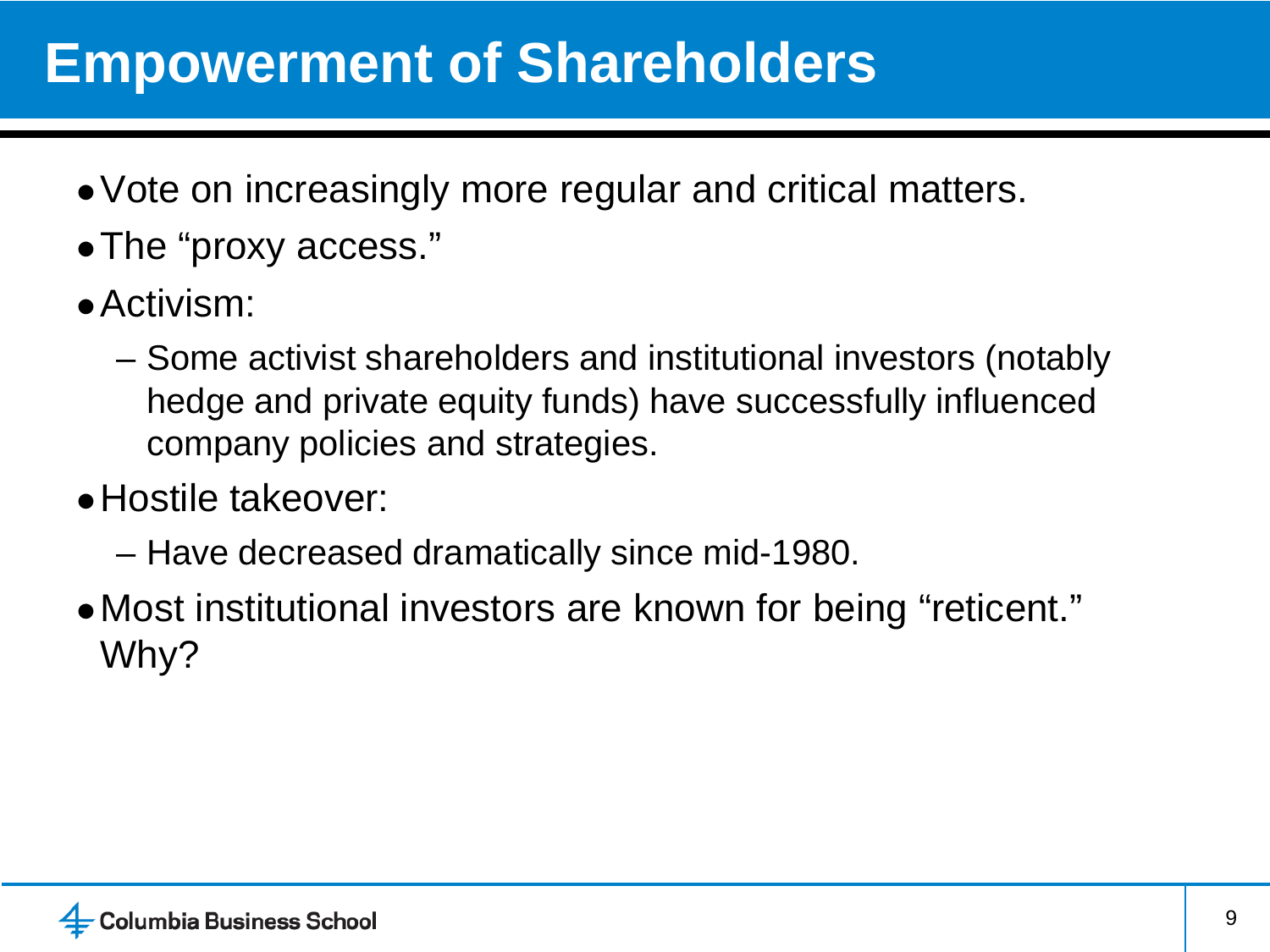# Empowerment of Shareholders

- Vote on increasingly more regular and critical matters.
- The “proxy access.”
- Activism:
  - Some activist shareholders and institutional investors (notably hedge and private equity funds) have successfully influenced company policies and strategies.
- Hostile takeover:
  - Have decreased dramatically since mid-1980.
- Most institutional investors are known for being “reticent.” Why?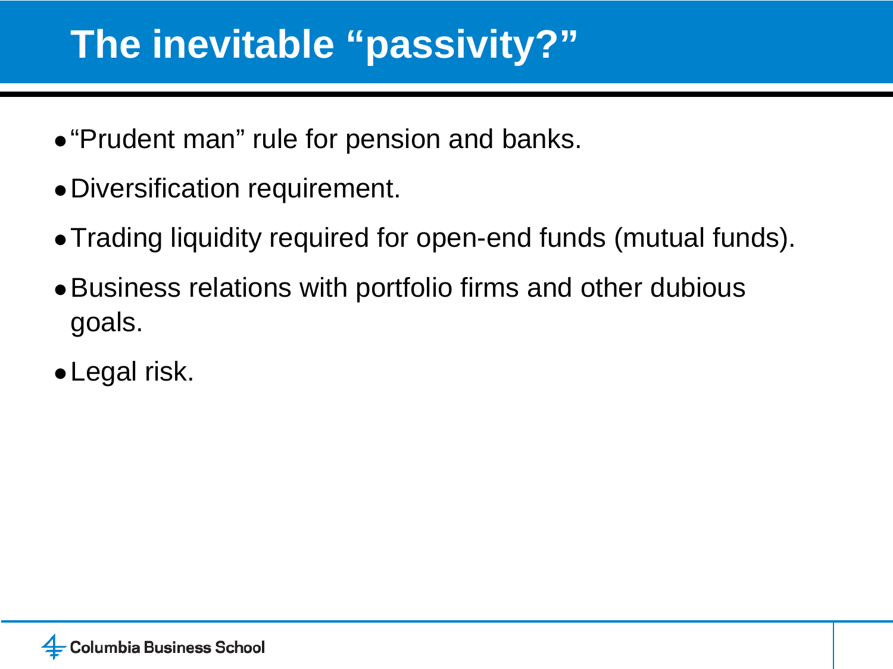# The inevitable "passivity?"

- "Prudent man" rule for pension and banks.
- Diversification requirement.
- Trading liquidity required for open-end funds (mutual funds).
- Business relations with portfolio firms and other dubious goals.
- Legal risk.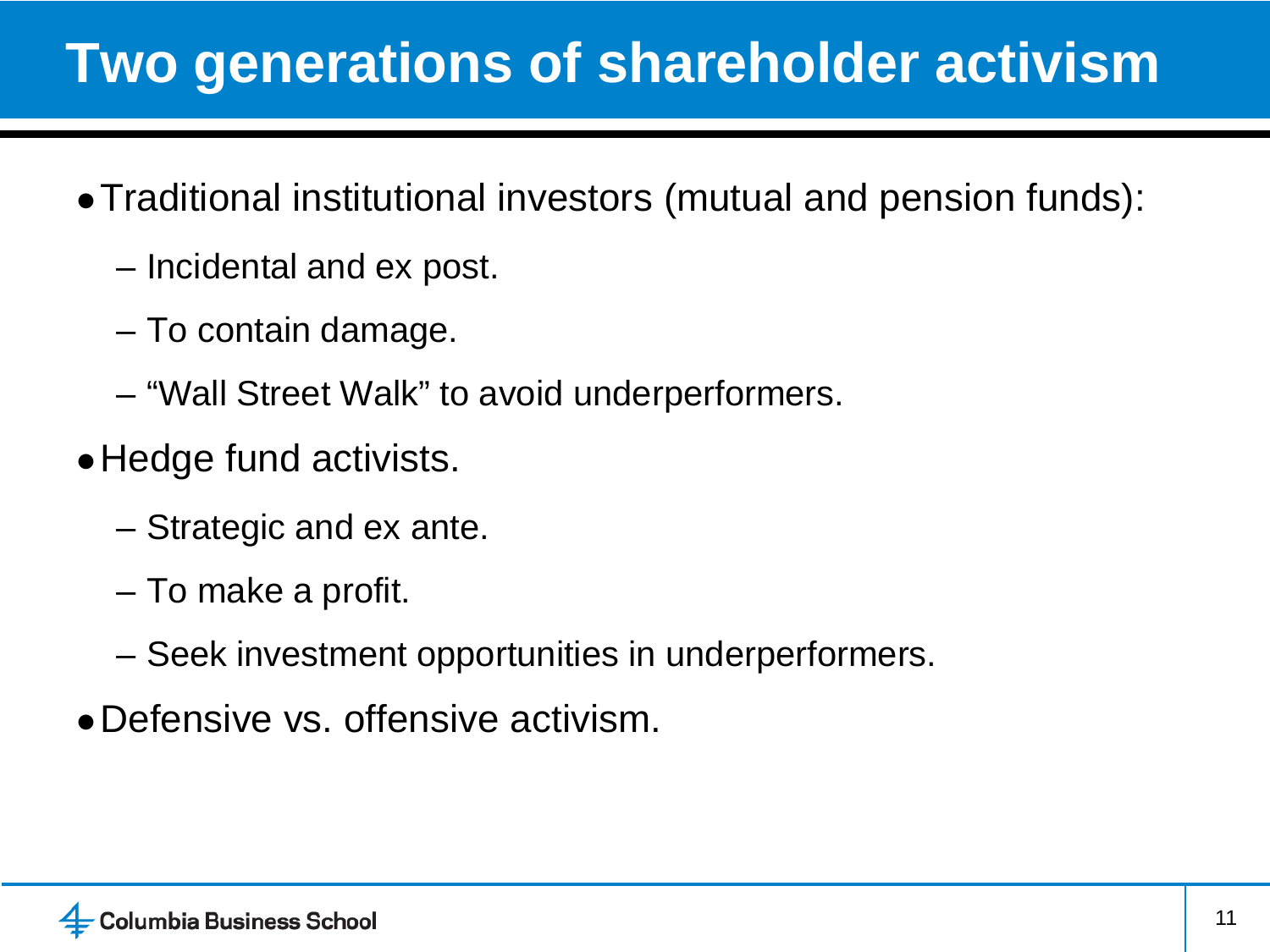# Two generations of shareholder activism

- Traditional institutional investors (mutual and pension funds):
  - Incidental and ex post.
  - To contain damage.
  - "Wall Street Walk" to avoid underperformers.
- Hedge fund activists.
  - Strategic and ex ante.
  - To make a profit.
  - Seek investment opportunities in underperformers.
- Defensive vs. offensive activism.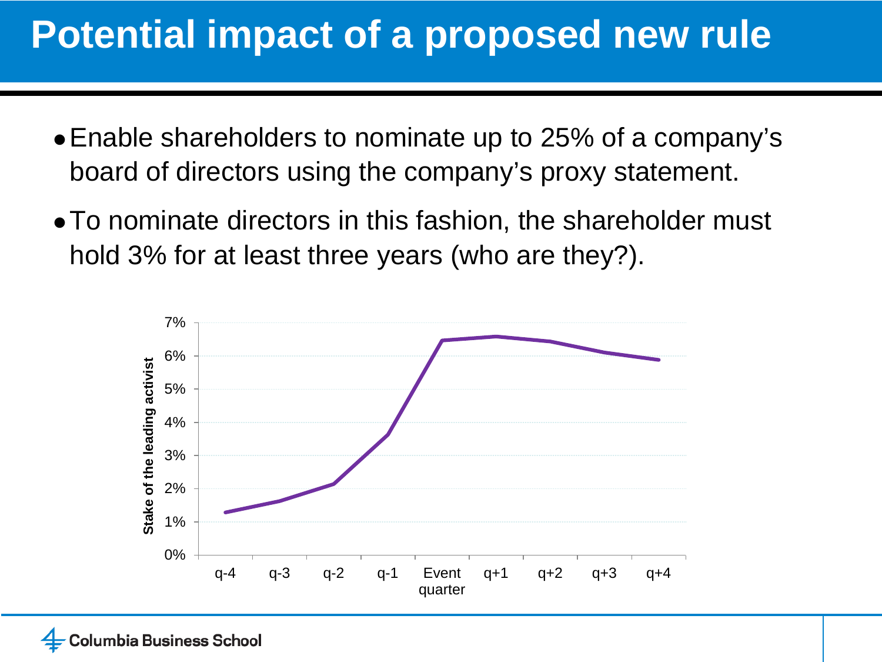# Potential impact of a proposed new rule

- Enable shareholders to nominate up to 25% of a company's board of directors using the company's proxy statement.
- To nominate directors in this fashion, the shareholder must hold 3% for at least three years (who are they?).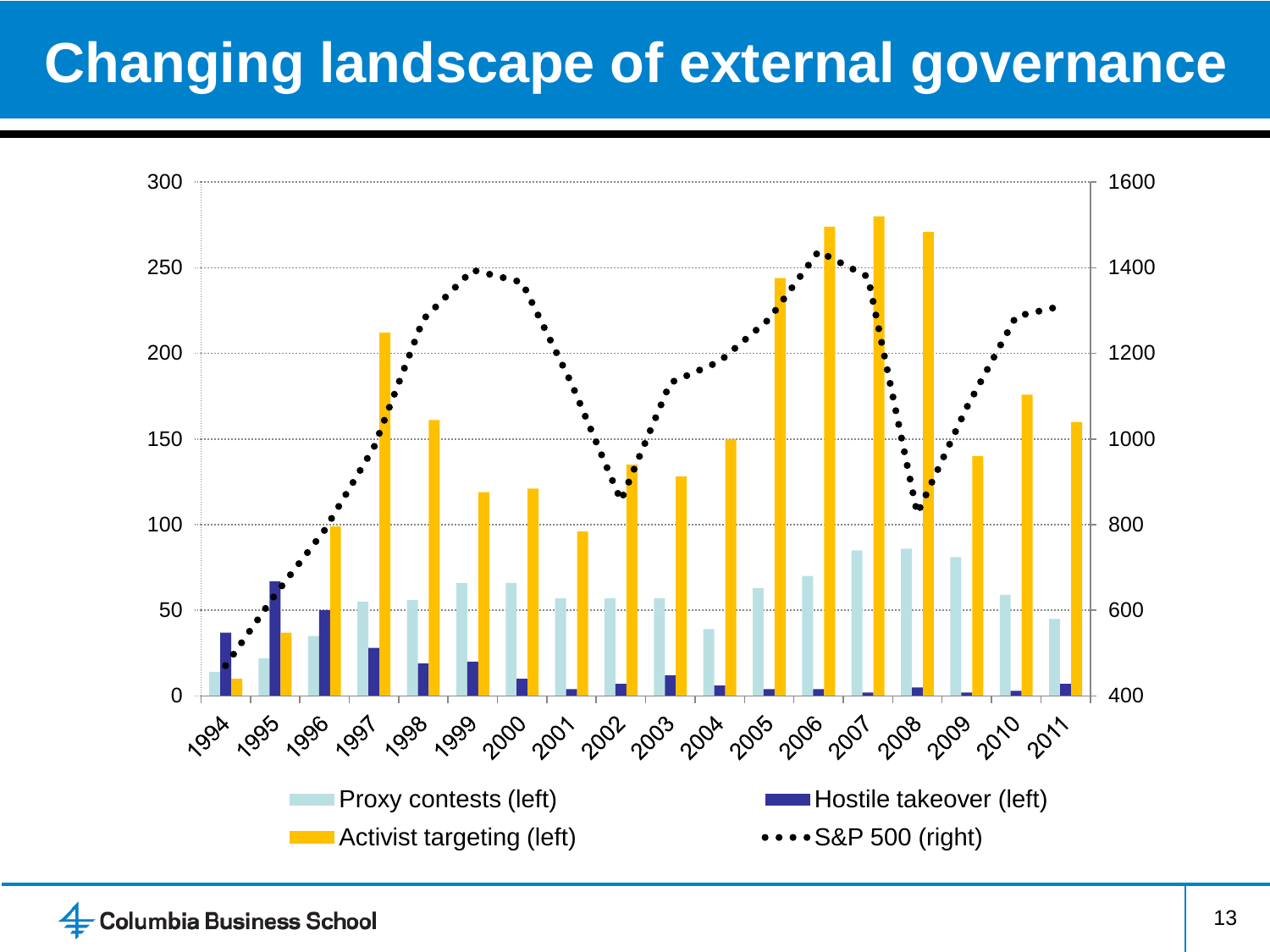# Changing landscape of external governance

Chart with left axis from 0 to 300 and right axis from 400 to 1600, covering the years 1994 to 2011.

Legend:
- Proxy contests (left)
- Hostile takeover (left)
- Activist targeting (left)
- S&P 500 (right)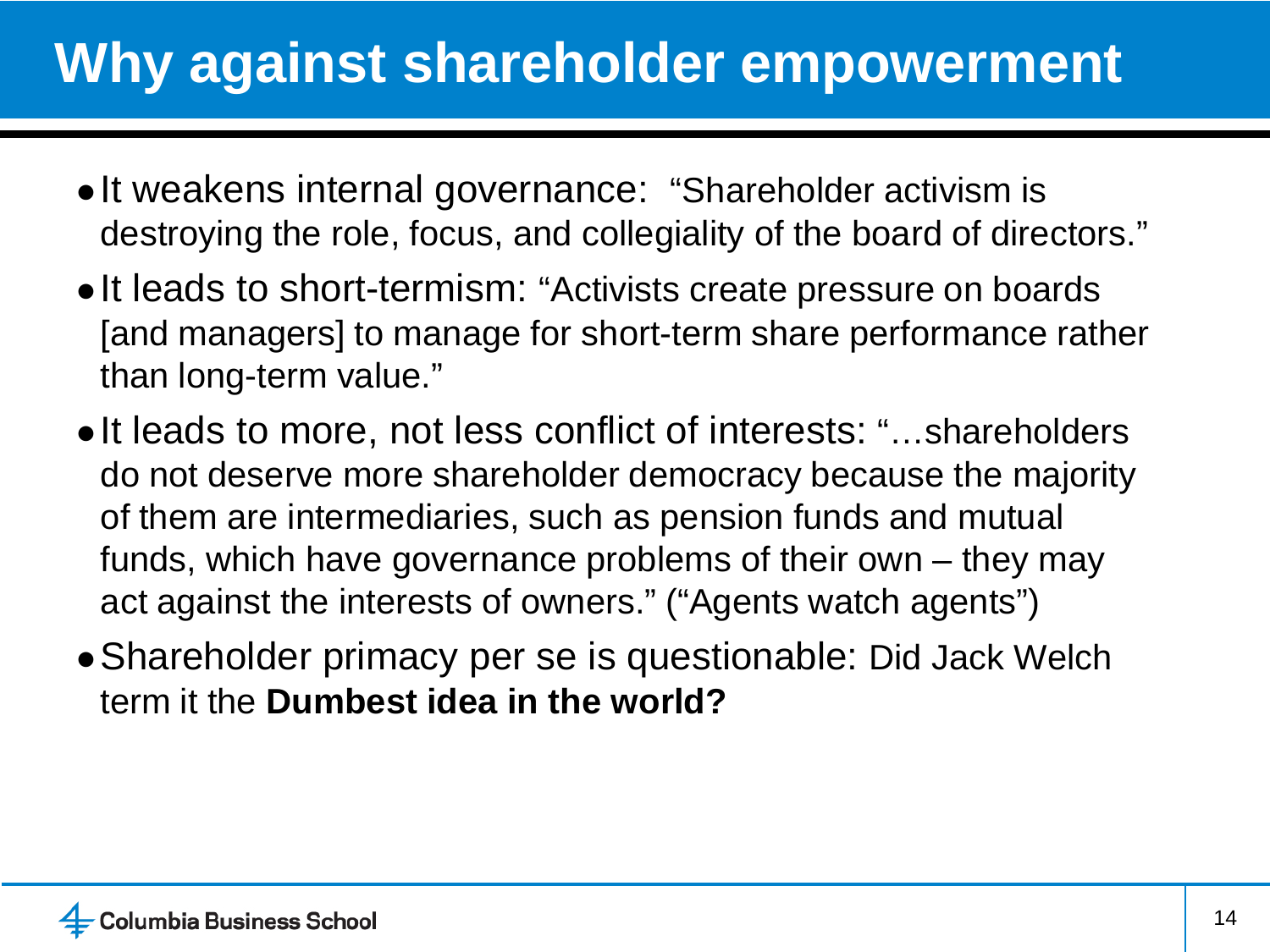# Why against shareholder empowerment

- It weakens internal governance: "Shareholder activism is destroying the role, focus, and collegiality of the board of directors."
- It leads to short-termism: "Activists create pressure on boards [and managers] to manage for short-term share performance rather than long-term value."
- It leads to more, not less conflict of interests: "…shareholders do not deserve more shareholder democracy because the majority of them are intermediaries, such as pension funds and mutual funds, which have governance problems of their own – they may act against the interests of owners." ("Agents watch agents")
- Shareholder primacy per se is questionable: Did Jack Welch term it the **Dumbest idea in the world?**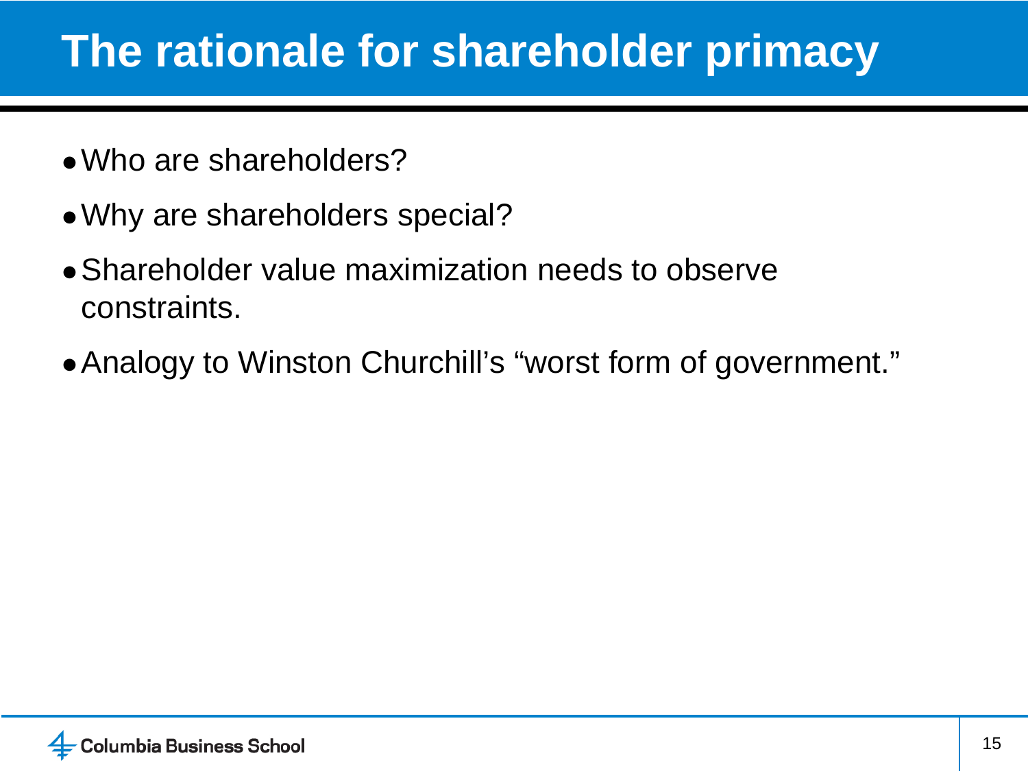# The rationale for shareholder primacy

- Who are shareholders?
- Why are shareholders special?
- Shareholder value maximization needs to observe constraints.
- Analogy to Winston Churchill's "worst form of government."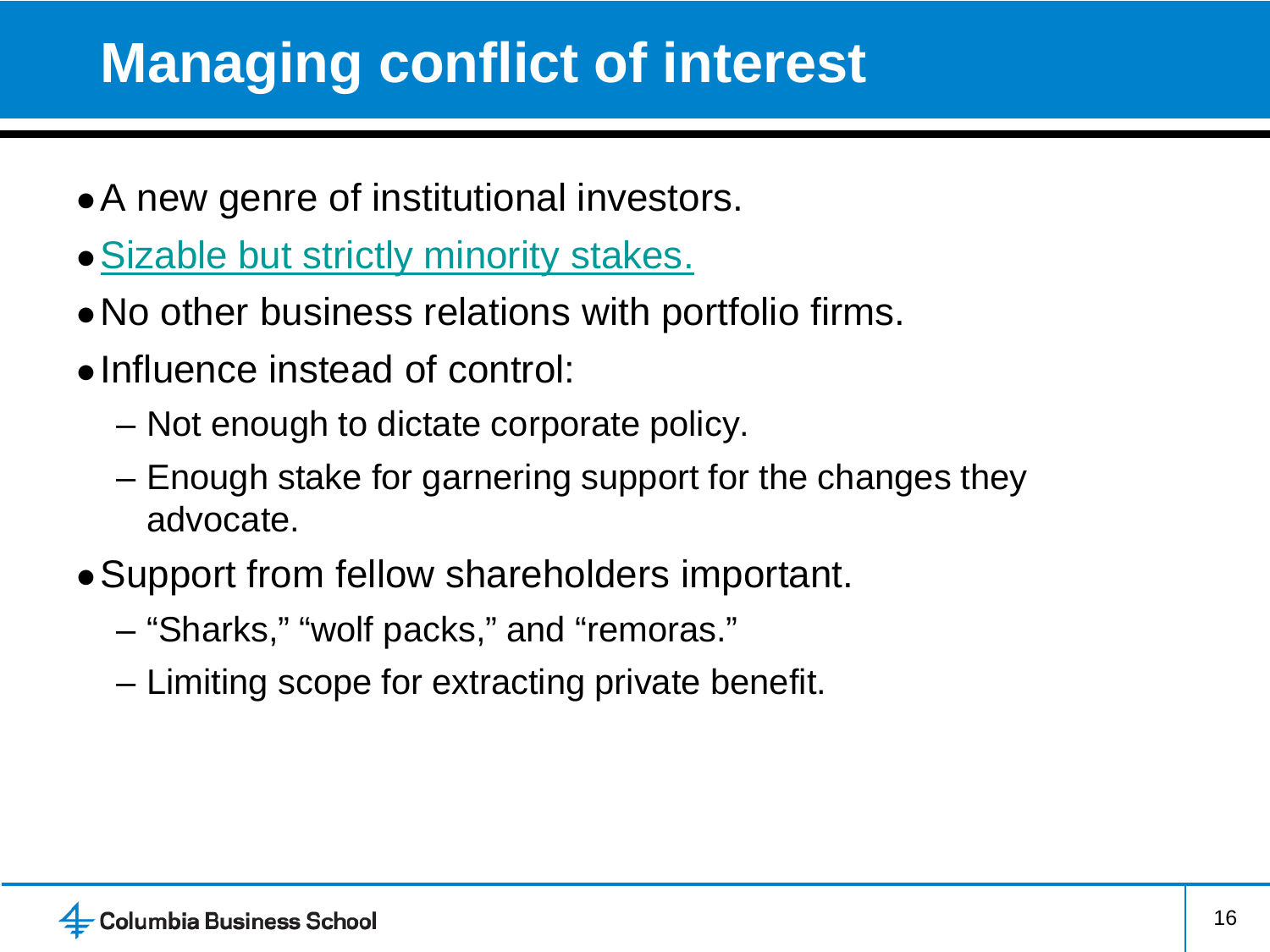# Managing conflict of interest

- A new genre of institutional investors.
- Sizable but strictly minority stakes.
- No other business relations with portfolio firms.
- Influence instead of control:
  - Not enough to dictate corporate policy.
  - Enough stake for garnering support for the changes they advocate.
- Support from fellow shareholders important.
  - "Sharks," "wolf packs," and "remoras."
  - Limiting scope for extracting private benefit.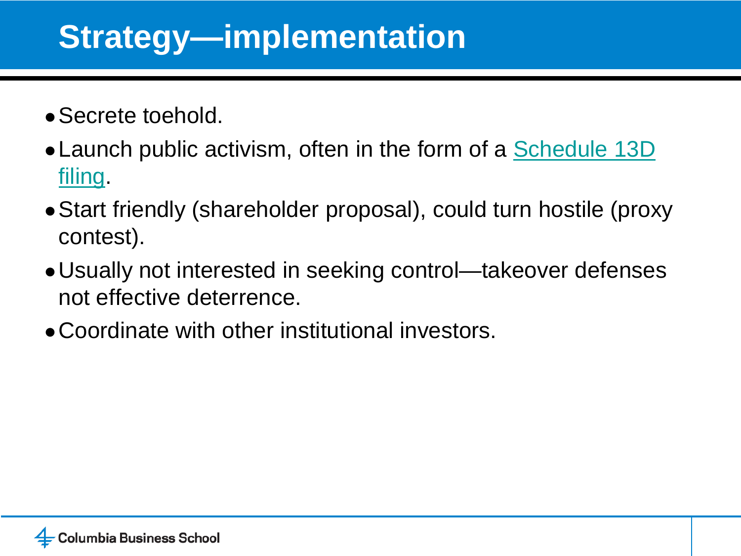# Strategy—implementation

- Secrete toehold.
- Launch public activism, often in the form of a Schedule 13D filing.
- Start friendly (shareholder proposal), could turn hostile (proxy contest).
- Usually not interested in seeking control—takeover defenses not effective deterrence.
- Coordinate with other institutional investors.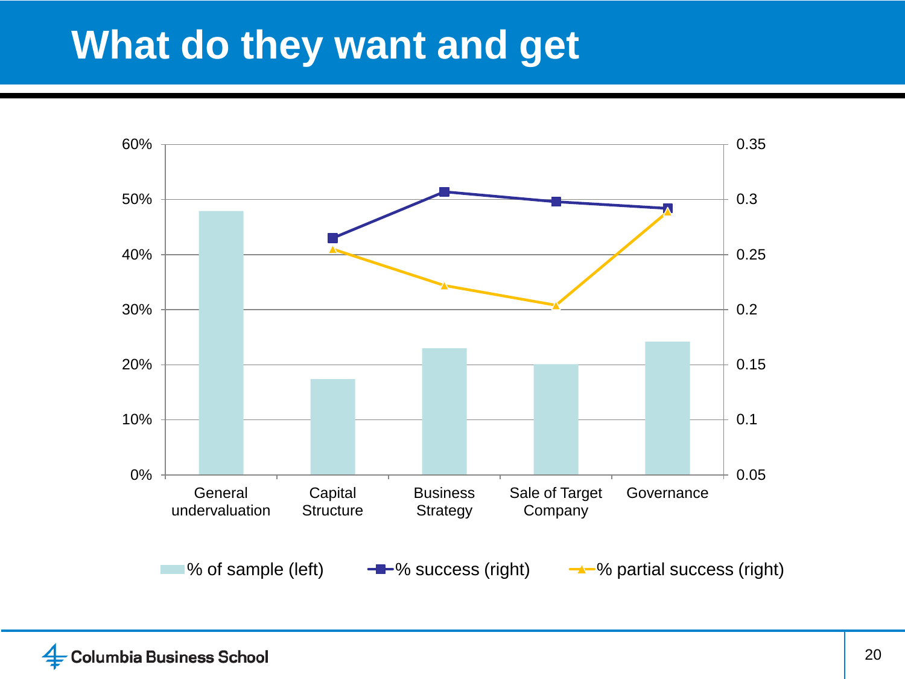# What do they want and get

| | General undervaluation | Capital Structure | Business Strategy | Sale of Target Company | Governance |
|---|---|---|---|---|---|
| % of sample (left) | 48% | 17.5% | 23% | 20% | 24% |
| % success (right) | | 0.265 | 0.307 | 0.298 | 0.292 |
| % partial success (right) | | 0.255 | 0.222 | 0.204 | 0.289 |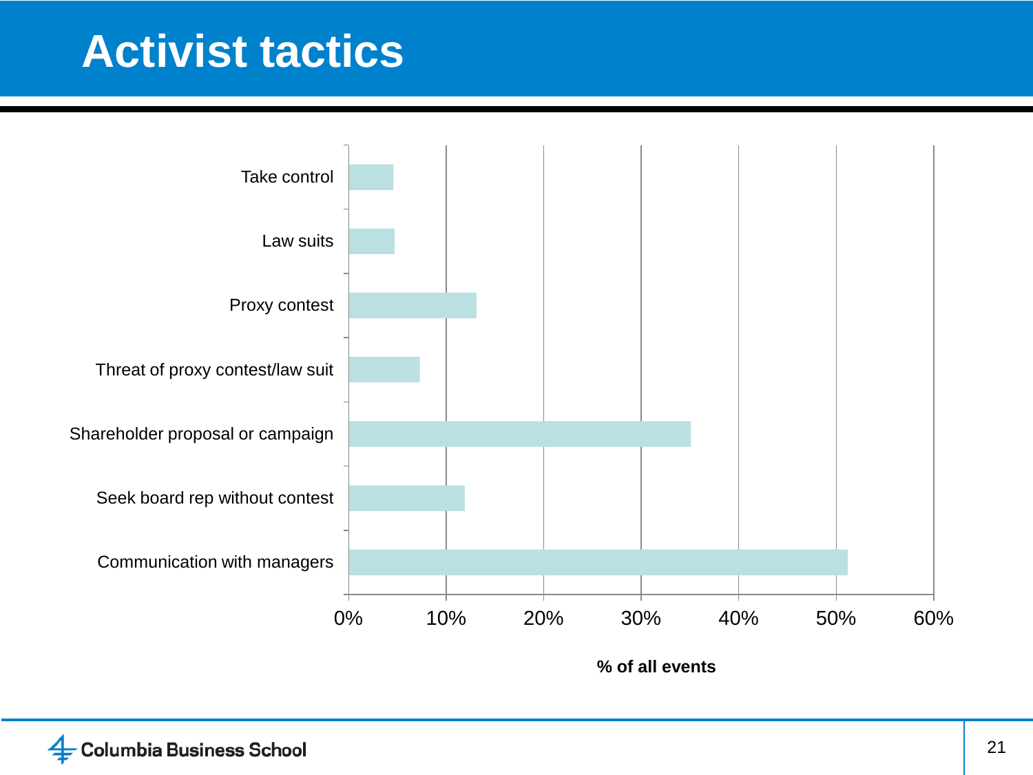# Activist tactics

Take control

Law suits

Proxy contest

Threat of proxy contest/law suit

Shareholder proposal or campaign

Seek board rep without contest

Communication with managers

0% 10% 20% 30% 40% 50% 60%

**% of all events**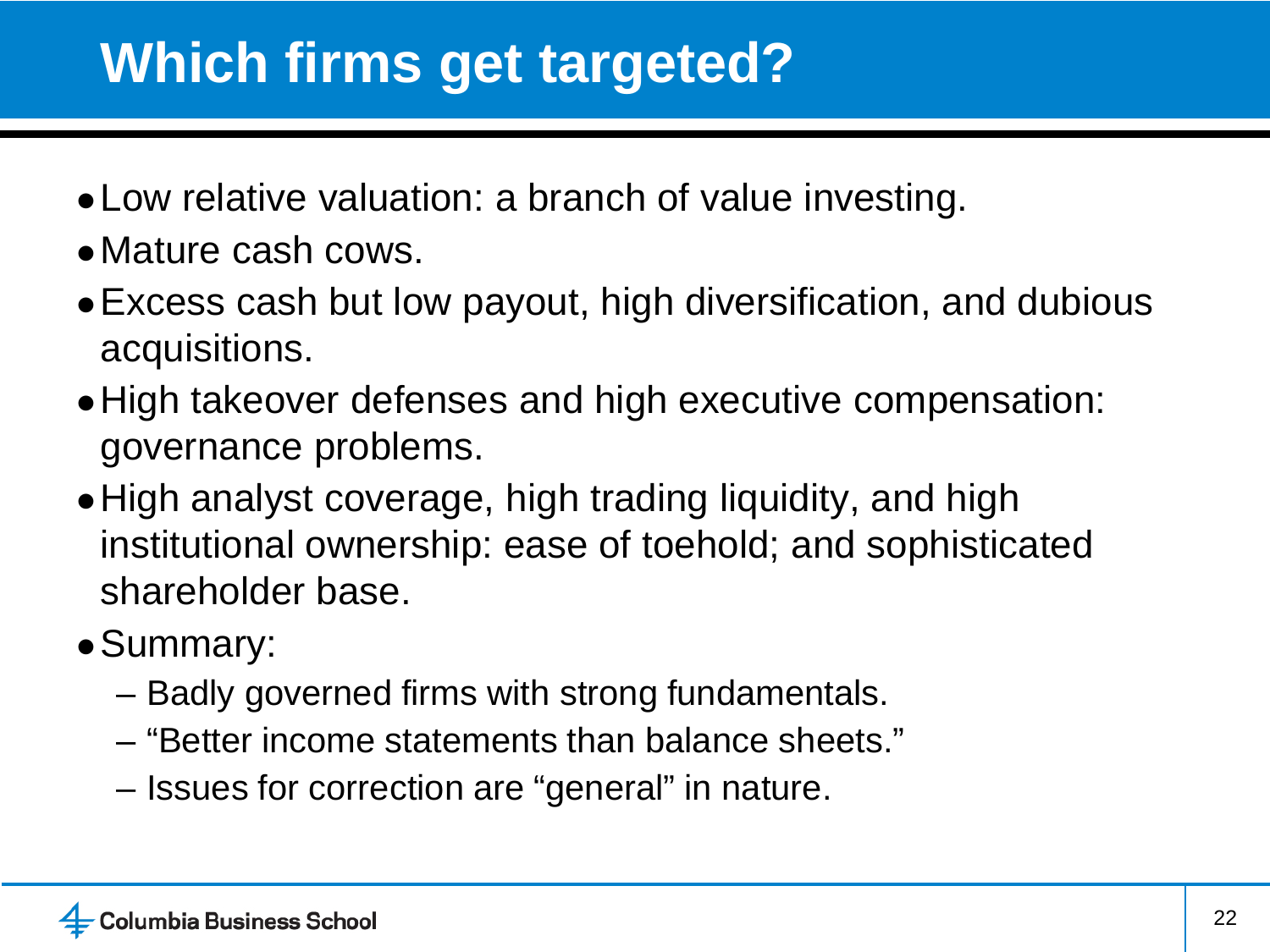# Which firms get targeted?

- Low relative valuation: a branch of value investing.
- Mature cash cows.
- Excess cash but low payout, high diversification, and dubious acquisitions.
- High takeover defenses and high executive compensation: governance problems.
- High analyst coverage, high trading liquidity, and high institutional ownership: ease of toehold; and sophisticated shareholder base.
- Summary:
  - Badly governed firms with strong fundamentals.
  - "Better income statements than balance sheets."
  - Issues for correction are "general" in nature.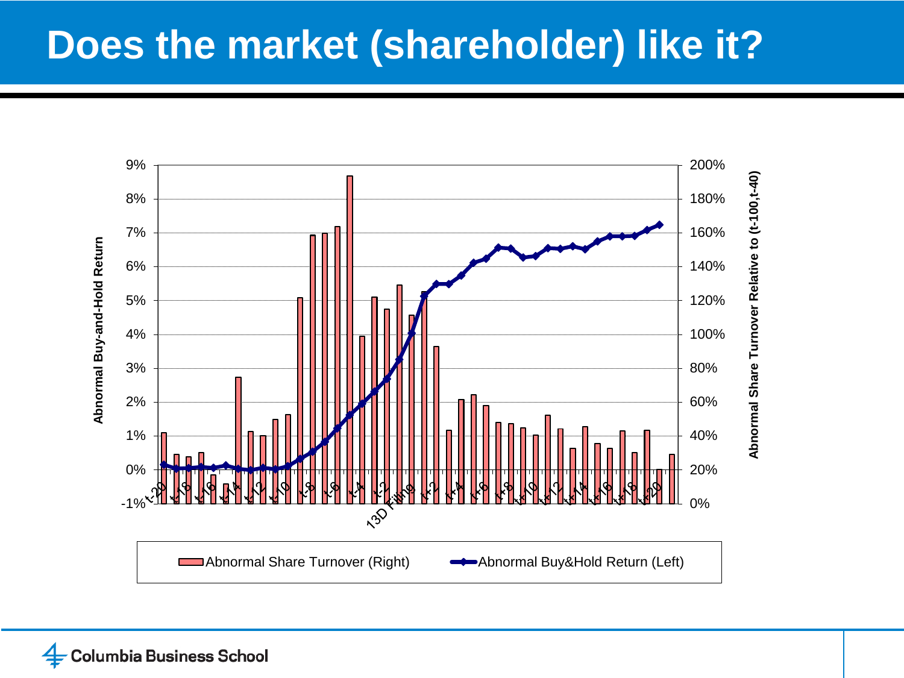# Does the market (shareholder) like it?

Abnormal Buy-and-Hold Return

Abnormal Share Turnover Relative to (t-100,t-40)

9%
8%
7%
6%
5%
4%
3%
2%
1%
0%
-1%

200%
180%
160%
140%
120%
100%
80%
60%
40%
20%
0%

t-20 t-18 t-16 t-14 t-12 t-10 t-8 t-6 t-4 t-2 13D Filing t+2 t+4 t+6 t+8 t+10 t+12 t+14 t+16 t+18 t+20

Abnormal Share Turnover (Right) — Abnormal Buy&Hold Return (Left)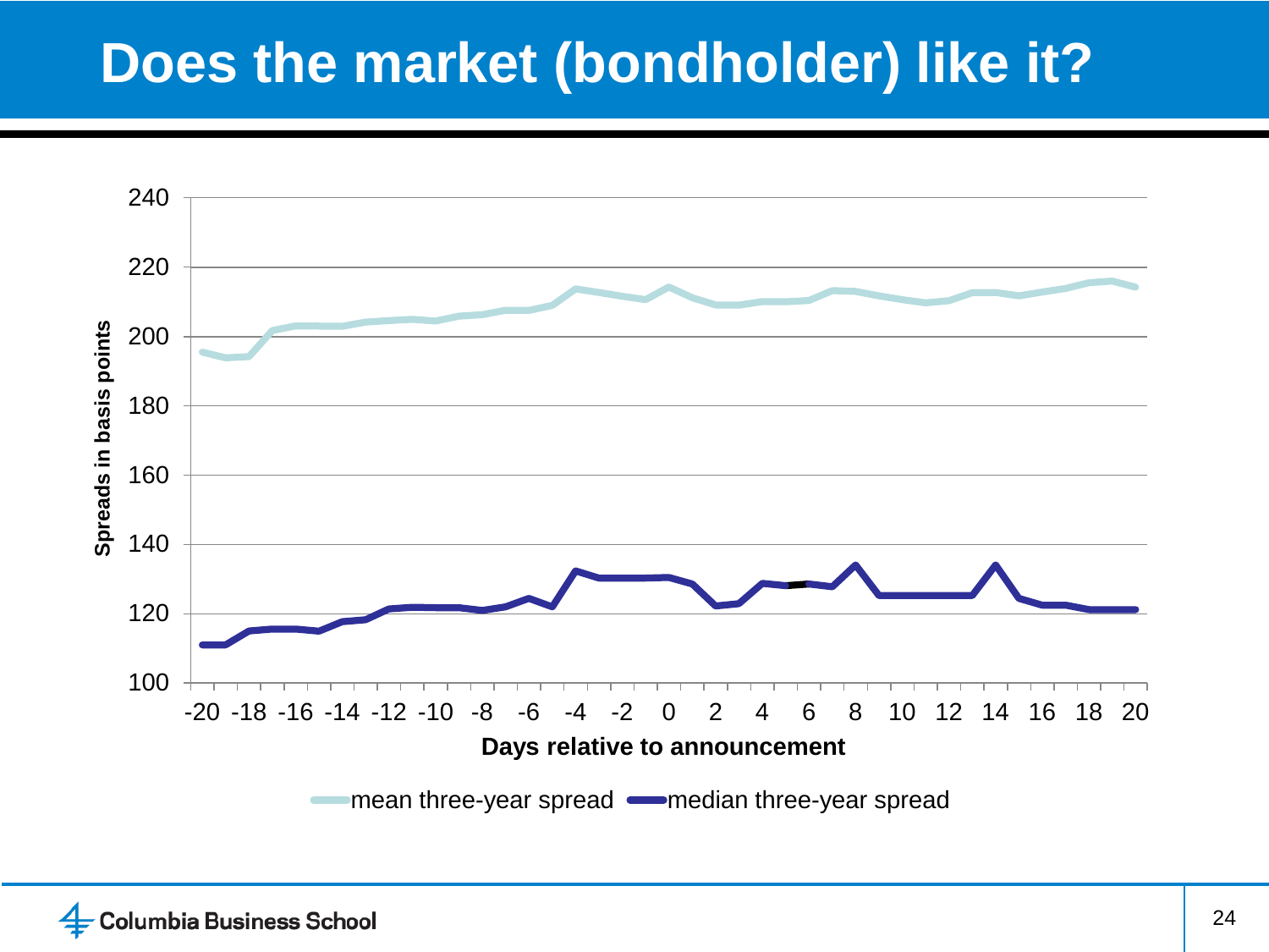# Does the market (bondholder) like it?

Spreads in basis points

240
220
200
180
160
140
120
100

-20 -18 -16 -14 -12 -10 -8 -6 -4 -2 0 2 4 6 8 10 12 14 16 18 20

Days relative to announcement

mean three-year spread — median three-year spread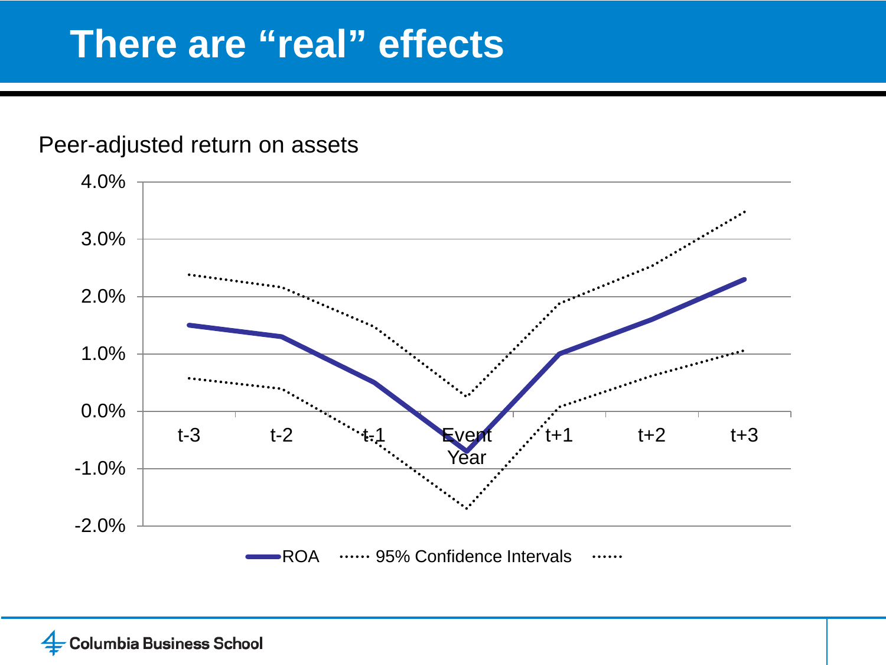# There are "real" effects

Peer-adjusted return on assets

- ROA
- 95% Confidence Intervals

4.0%
3.0%
2.0%
1.0%
0.0%
-1.0%
-2.0%

t-3 | t-2 | t-1 | Event Year | t+1 | t+2 | t+3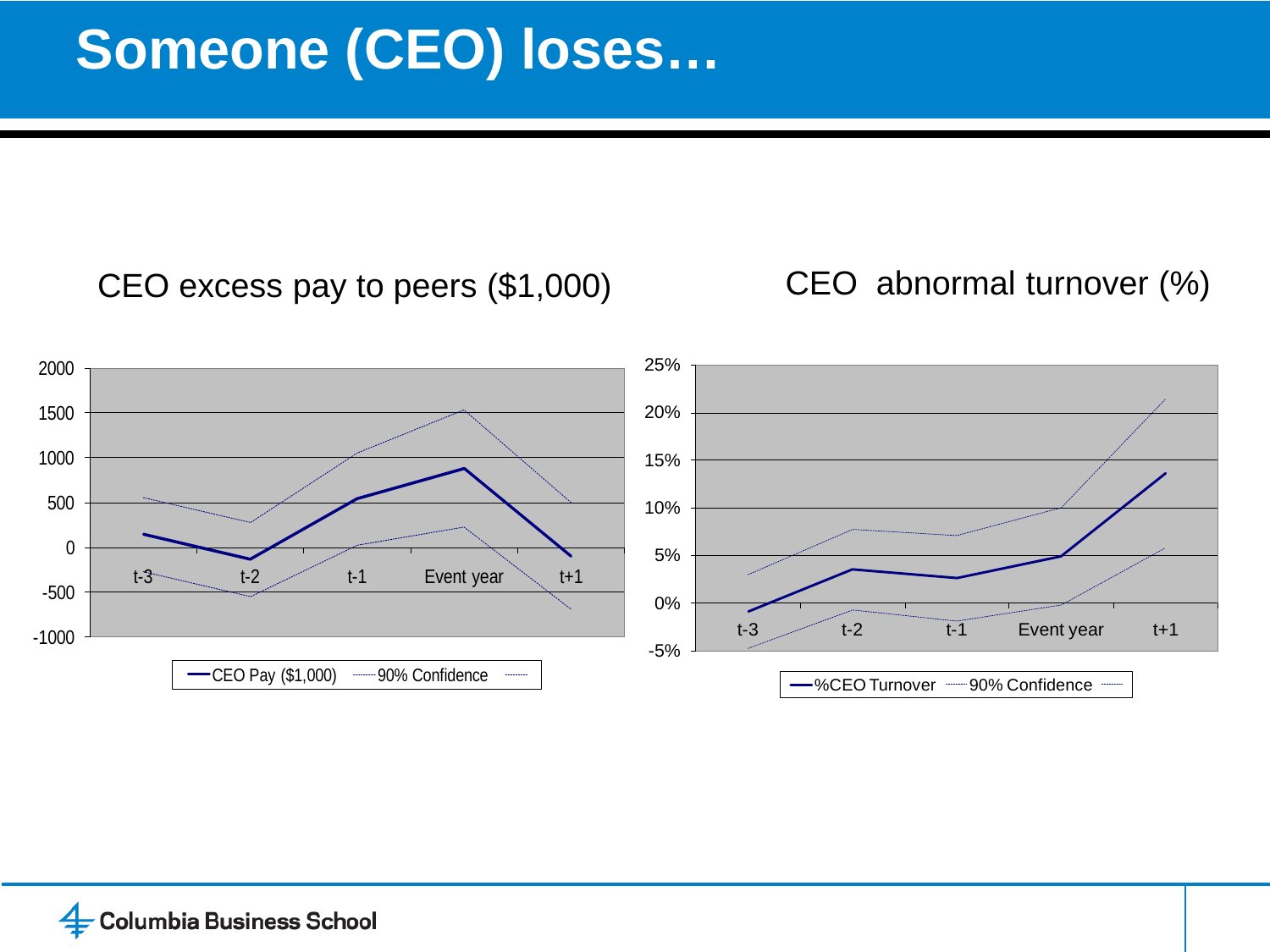# Someone (CEO) loses…

CEO excess pay to peers ($1,000)

2000
1500
1000
500
0
-500
-1000

t-3 t-2 t-1 Event year t+1

CEO Pay ($1,000) 90% Confidence

CEO abnormal turnover (%)

25%
20%
15%
10%
5%
0%
-5%

t-3 t-2 t-1 Event year t+1

%CEO Turnover 90% Confidence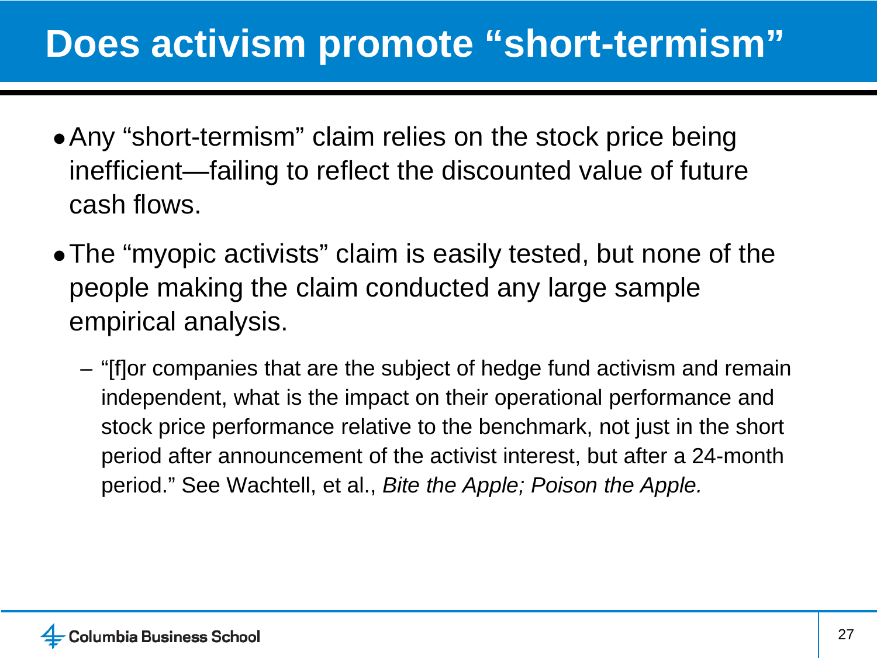# Does activism promote "short-termism"

- Any "short-termism" claim relies on the stock price being inefficient—failing to reflect the discounted value of future cash flows.
- The "myopic activists" claim is easily tested, but none of the people making the claim conducted any large sample empirical analysis.
  - "[f]or companies that are the subject of hedge fund activism and remain independent, what is the impact on their operational performance and stock price performance relative to the benchmark, not just in the short period after announcement of the activist interest, but after a 24-month period." See Wachtell, et al., *Bite the Apple; Poison the Apple.*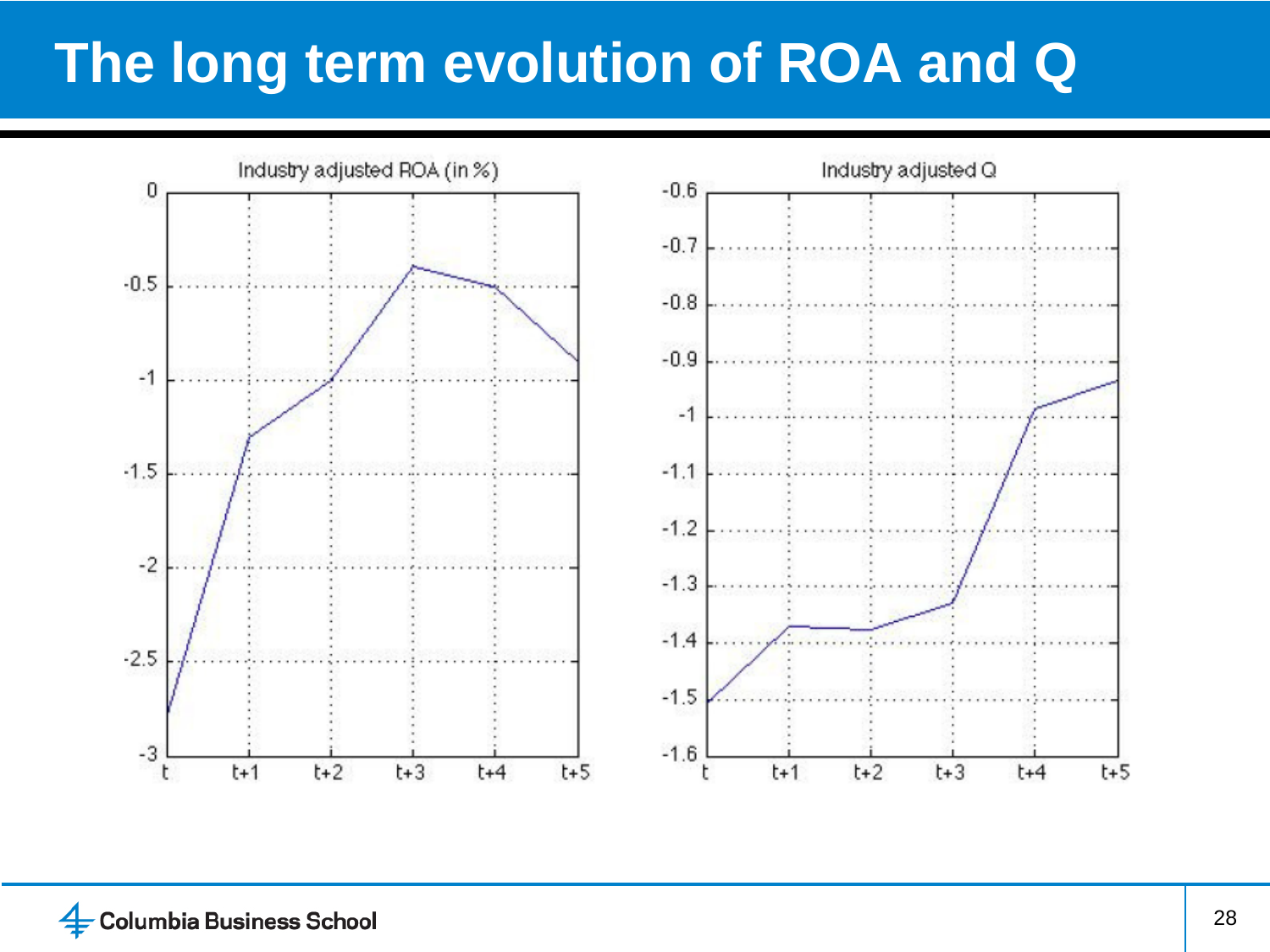# The long term evolution of ROA and Q

Industry adjusted ROA (in %)

Industry adjusted Q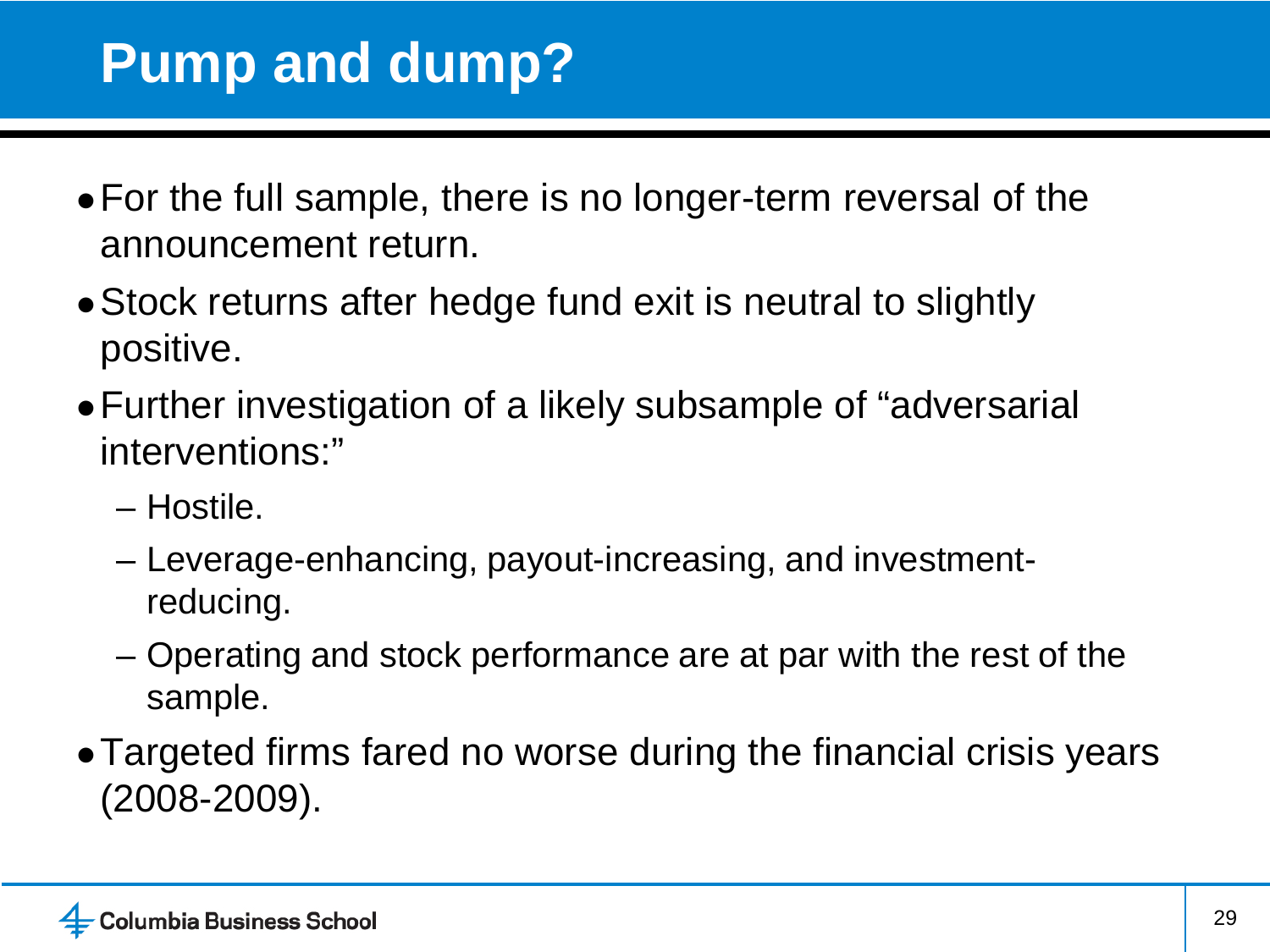# Pump and dump?

- For the full sample, there is no longer-term reversal of the announcement return.
- Stock returns after hedge fund exit is neutral to slightly positive.
- Further investigation of a likely subsample of "adversarial interventions:"
  - Hostile.
  - Leverage-enhancing, payout-increasing, and investment-reducing.
  - Operating and stock performance are at par with the rest of the sample.
- Targeted firms fared no worse during the financial crisis years (2008-2009).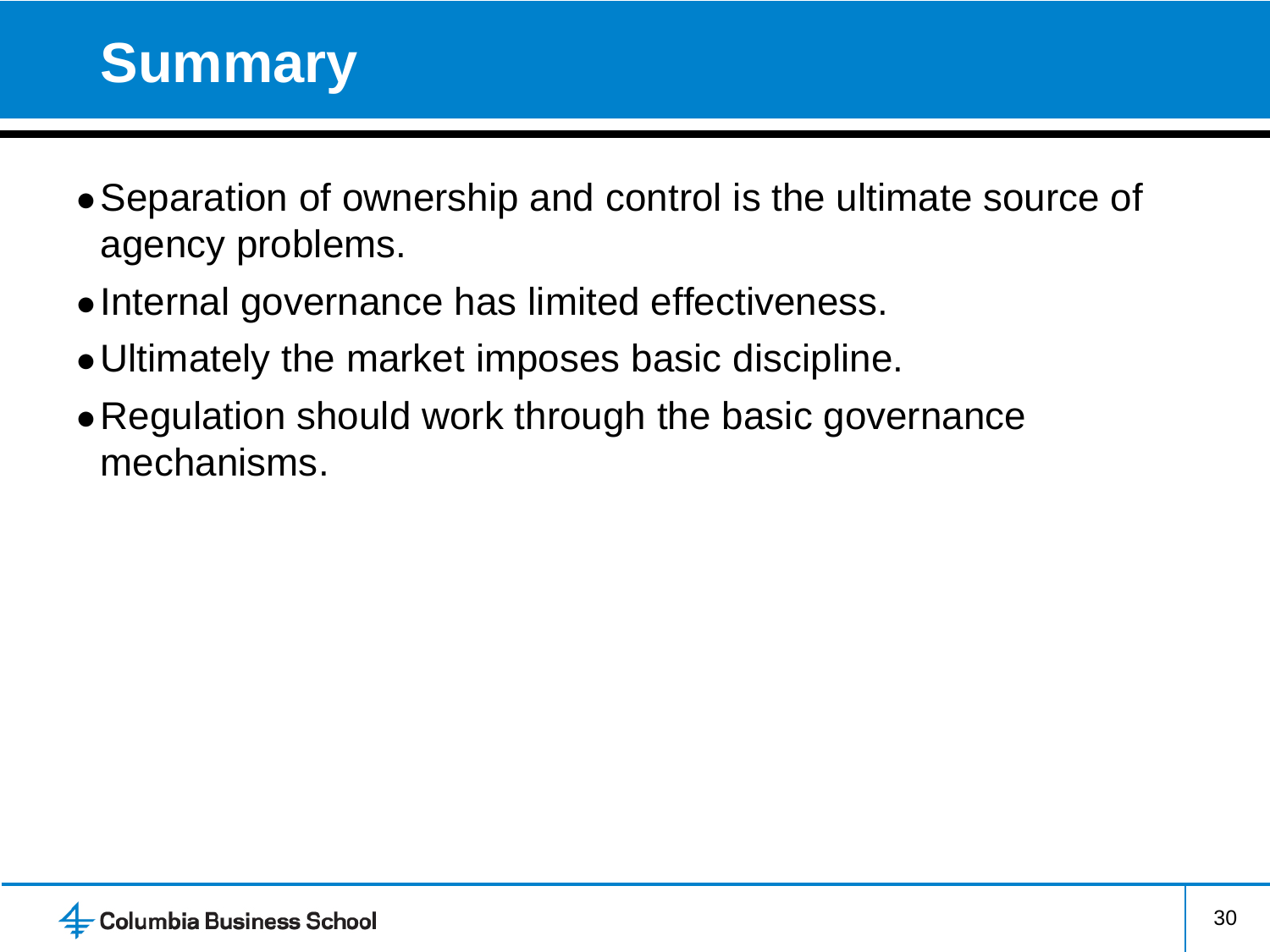# Summary

- Separation of ownership and control is the ultimate source of agency problems.
- Internal governance has limited effectiveness.
- Ultimately the market imposes basic discipline.
- Regulation should work through the basic governance mechanisms.